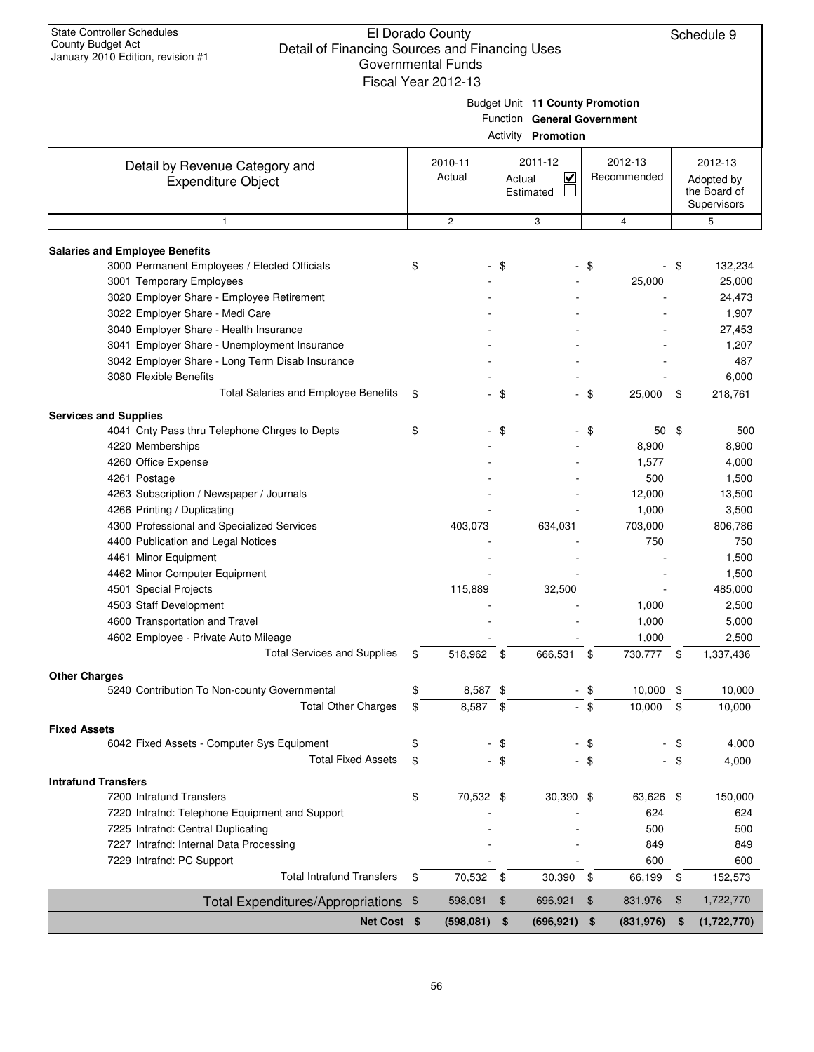State Controller Schedules
County Budget Act
January 2010 Edition, revision #1

# El Dorado County
## Detail of Financing Sources and Financing Uses
### Governmental Funds
### Fiscal Year 2012-13

Schedule 9

Budget Unit **11 County Promotion**
Function **General Government**
Activity **Promotion**

| Detail by Revenue Category and Expenditure Object | 2010-11 Actual | 2011-12 Actual ☑ Estimated ☐ | 2012-13 Recommended | 2012-13 Adopted by the Board of Supervisors |
|---|---|---|---|---|
| 1 | 2 | 3 | 4 | 5 |
| **Salaries and Employee Benefits** | | | | |
| 3000 Permanent Employees / Elected Officials | $ - | $ - | $ - | $ 132,234 |
| 3001 Temporary Employees | - | - | 25,000 | 25,000 |
| 3020 Employer Share - Employee Retirement | - | - | - | 24,473 |
| 3022 Employer Share - Medi Care | - | - | - | 1,907 |
| 3040 Employer Share - Health Insurance | - | - | - | 27,453 |
| 3041 Employer Share - Unemployment Insurance | - | - | - | 1,207 |
| 3042 Employer Share - Long Term Disab Insurance | - | - | - | 487 |
| 3080 Flexible Benefits | - | - | - | 6,000 |
| Total Salaries and Employee Benefits | $ - | $ - | $ 25,000 | $ 218,761 |
| **Services and Supplies** | | | | |
| 4041 Cnty Pass thru Telephone Chrges to Depts | $ - | $ - | $ 50 | $ 500 |
| 4220 Memberships | - | - | 8,900 | 8,900 |
| 4260 Office Expense | - | - | 1,577 | 4,000 |
| 4261 Postage | - | - | 500 | 1,500 |
| 4263 Subscription / Newspaper / Journals | - | - | 12,000 | 13,500 |
| 4266 Printing / Duplicating | - | - | 1,000 | 3,500 |
| 4300 Professional and Specialized Services | 403,073 | 634,031 | 703,000 | 806,786 |
| 4400 Publication and Legal Notices | - | - | 750 | 750 |
| 4461 Minor Equipment | - | - | - | 1,500 |
| 4462 Minor Computer Equipment | - | - | - | 1,500 |
| 4501 Special Projects | 115,889 | 32,500 | - | 485,000 |
| 4503 Staff Development | - | - | 1,000 | 2,500 |
| 4600 Transportation and Travel | - | - | 1,000 | 5,000 |
| 4602 Employee - Private Auto Mileage | - | - | 1,000 | 2,500 |
| Total Services and Supplies | $ 518,962 | $ 666,531 | $ 730,777 | $ 1,337,436 |
| **Other Charges** | | | | |
| 5240 Contribution To Non-county Governmental | $ 8,587 | $ - | $ 10,000 | $ 10,000 |
| Total Other Charges | $ 8,587 | $ - | $ 10,000 | $ 10,000 |
| **Fixed Assets** | | | | |
| 6042 Fixed Assets - Computer Sys Equipment | $ - | $ - | $ - | $ 4,000 |
| Total Fixed Assets | $ - | $ - | $ - | $ 4,000 |
| **Intrafund Transfers** | | | | |
| 7200 Intrafund Transfers | $ 70,532 | $ 30,390 | $ 63,626 | $ 150,000 |
| 7220 Intrafnd: Telephone Equipment and Support | - | - | 624 | 624 |
| 7225 Intrafnd: Central Duplicating | - | - | 500 | 500 |
| 7227 Intrafnd: Internal Data Processing | - | - | 849 | 849 |
| 7229 Intrafnd: PC Support | - | - | 600 | 600 |
| Total Intrafund Transfers | $ 70,532 | $ 30,390 | $ 66,199 | $ 152,573 |
| Total Expenditures/Appropriations | $ 598,081 | $ 696,921 | $ 831,976 | $ 1,722,770 |
| **Net Cost** | **$ (598,081)** | **$ (696,921)** | **$ (831,976)** | **$ (1,722,770)** |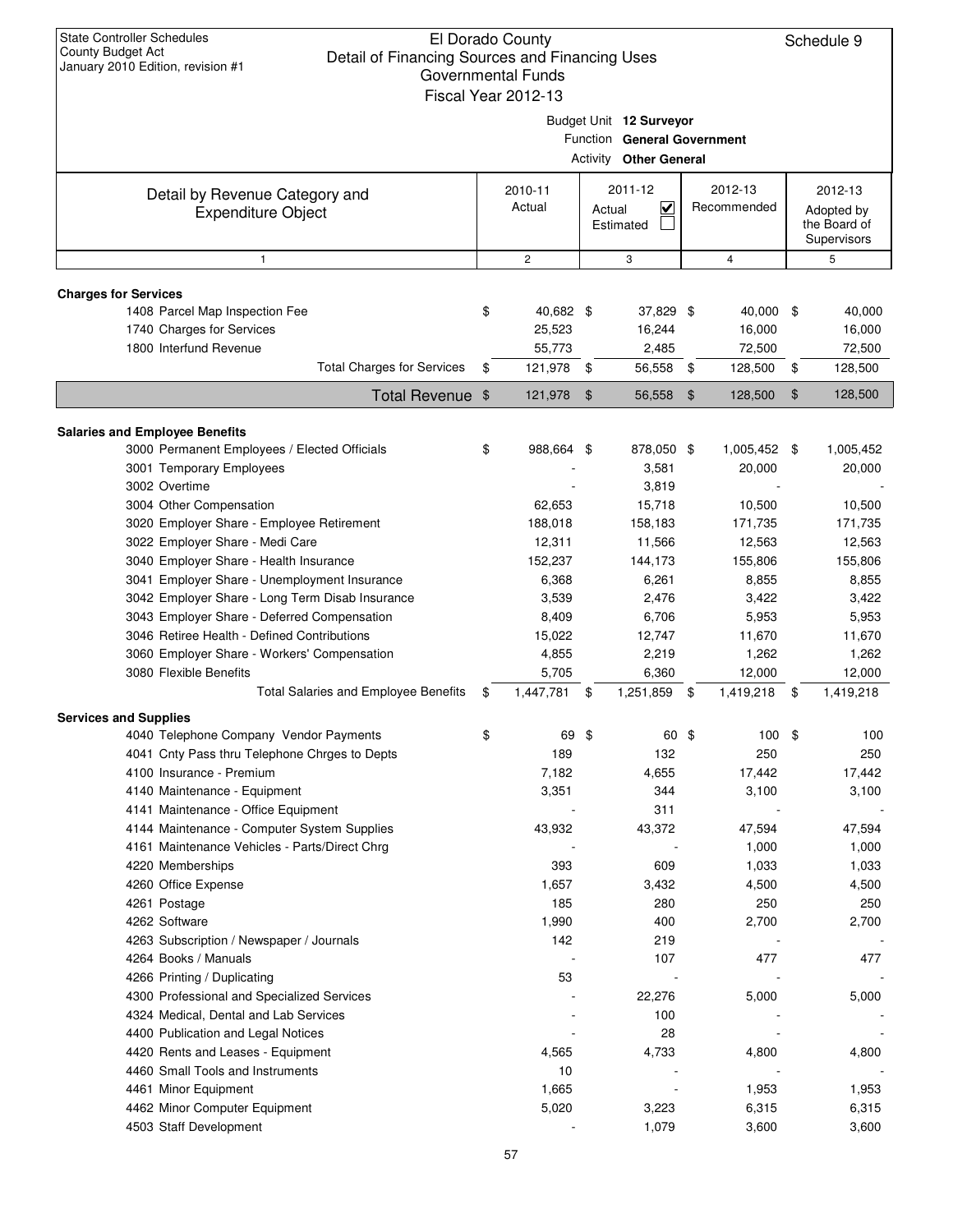State Controller Schedules
County Budget Act
January 2010 Edition, revision #1

# El Dorado County
## Detail of Financing Sources and Financing Uses
### Governmental Funds
### Fiscal Year 2012-13

Schedule 9

Budget Unit **12 Surveyor**
Function **General Government**
Activity **Other General**

| Detail by Revenue Category and Expenditure Object | 2010-11 Actual | 2011-12 Actual ☑ Estimated ☐ | 2012-13 Recommended | 2012-13 Adopted by the Board of Supervisors |
|---|---|---|---|---|
| 1 | 2 | 3 | 4 | 5 |
| **Charges for Services** | | | | |
| 1408 Parcel Map Inspection Fee | $ 40,682 | $ 37,829 | $ 40,000 | $ 40,000 |
| 1740 Charges for Services | 25,523 | 16,244 | 16,000 | 16,000 |
| 1800 Interfund Revenue | 55,773 | 2,485 | 72,500 | 72,500 |
| Total Charges for Services | $ 121,978 | $ 56,558 | $ 128,500 | $ 128,500 |
| **Total Revenue** | $ 121,978 | $ 56,558 | $ 128,500 | $ 128,500 |
| **Salaries and Employee Benefits** | | | | |
| 3000 Permanent Employees / Elected Officials | $ 988,664 | $ 878,050 | $ 1,005,452 | $ 1,005,452 |
| 3001 Temporary Employees | - | 3,581 | 20,000 | 20,000 |
| 3002 Overtime | - | 3,819 | - | - |
| 3004 Other Compensation | 62,653 | 15,718 | 10,500 | 10,500 |
| 3020 Employer Share - Employee Retirement | 188,018 | 158,183 | 171,735 | 171,735 |
| 3022 Employer Share - Medi Care | 12,311 | 11,566 | 12,563 | 12,563 |
| 3040 Employer Share - Health Insurance | 152,237 | 144,173 | 155,806 | 155,806 |
| 3041 Employer Share - Unemployment Insurance | 6,368 | 6,261 | 8,855 | 8,855 |
| 3042 Employer Share - Long Term Disab Insurance | 3,539 | 2,476 | 3,422 | 3,422 |
| 3043 Employer Share - Deferred Compensation | 8,409 | 6,706 | 5,953 | 5,953 |
| 3046 Retiree Health - Defined Contributions | 15,022 | 12,747 | 11,670 | 11,670 |
| 3060 Employer Share - Workers' Compensation | 4,855 | 2,219 | 1,262 | 1,262 |
| 3080 Flexible Benefits | 5,705 | 6,360 | 12,000 | 12,000 |
| Total Salaries and Employee Benefits | $ 1,447,781 | $ 1,251,859 | $ 1,419,218 | $ 1,419,218 |
| **Services and Supplies** | | | | |
| 4040 Telephone Company Vendor Payments | $ 69 | $ 60 | $ 100 | $ 100 |
| 4041 Cnty Pass thru Telephone Chrges to Depts | 189 | 132 | 250 | 250 |
| 4100 Insurance - Premium | 7,182 | 4,655 | 17,442 | 17,442 |
| 4140 Maintenance - Equipment | 3,351 | 344 | 3,100 | 3,100 |
| 4141 Maintenance - Office Equipment | - | 311 | - | - |
| 4144 Maintenance - Computer System Supplies | 43,932 | 43,372 | 47,594 | 47,594 |
| 4161 Maintenance Vehicles - Parts/Direct Chrg | - | - | 1,000 | 1,000 |
| 4220 Memberships | 393 | 609 | 1,033 | 1,033 |
| 4260 Office Expense | 1,657 | 3,432 | 4,500 | 4,500 |
| 4261 Postage | 185 | 280 | 250 | 250 |
| 4262 Software | 1,990 | 400 | 2,700 | 2,700 |
| 4263 Subscription / Newspaper / Journals | 142 | 219 | - | - |
| 4264 Books / Manuals | - | 107 | 477 | 477 |
| 4266 Printing / Duplicating | 53 | - | - | - |
| 4300 Professional and Specialized Services | - | 22,276 | 5,000 | 5,000 |
| 4324 Medical, Dental and Lab Services | - | 100 | - | - |
| 4400 Publication and Legal Notices | - | 28 | - | - |
| 4420 Rents and Leases - Equipment | 4,565 | 4,733 | 4,800 | 4,800 |
| 4460 Small Tools and Instruments | 10 | - | - | - |
| 4461 Minor Equipment | 1,665 | - | 1,953 | 1,953 |
| 4462 Minor Computer Equipment | 5,020 | 3,223 | 6,315 | 6,315 |
| 4503 Staff Development | - | 1,079 | 3,600 | 3,600 |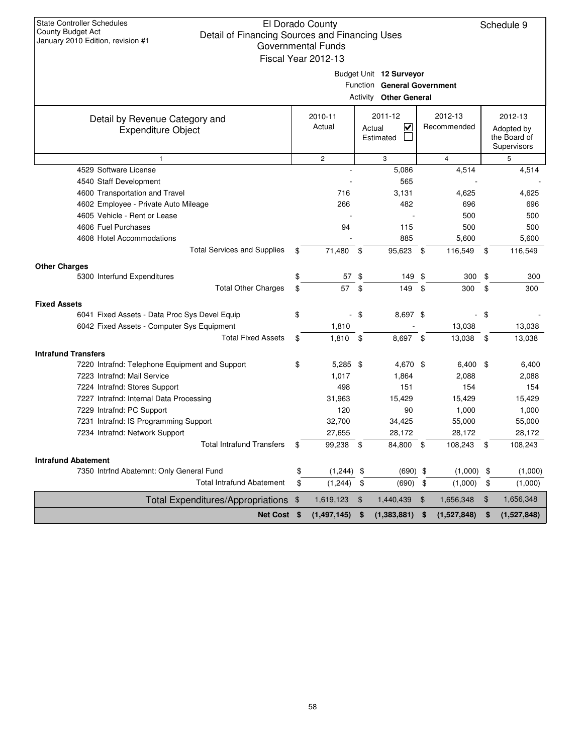State Controller Schedules
County Budget Act
January 2010 Edition, revision #1

# El Dorado County
## Detail of Financing Sources and Financing Uses
### Governmental Funds
### Fiscal Year 2012-13

Schedule 9

Budget Unit **12 Surveyor**
Function **General Government**
Activity **Other General**

| Detail by Revenue Category and Expenditure Object | 2010-11 Actual | 2011-12 Actual ☑ Estimated ☐ | 2012-13 Recommended | 2012-13 Adopted by the Board of Supervisors |
|---|---|---|---|---|
| 1 | 2 | 3 | 4 | 5 |
| 4529 Software License | - | 5,086 | 4,514 | 4,514 |
| 4540 Staff Development | - | 565 | - | - |
| 4600 Transportation and Travel | 716 | 3,131 | 4,625 | 4,625 |
| 4602 Employee - Private Auto Mileage | 266 | 482 | 696 | 696 |
| 4605 Vehicle - Rent or Lease | - | - | 500 | 500 |
| 4606 Fuel Purchases | 94 | 115 | 500 | 500 |
| 4608 Hotel Accommodations | - | 885 | 5,600 | 5,600 |
| Total Services and Supplies | $ 71,480 | $ 95,623 | $ 116,549 | $ 116,549 |
| **Other Charges** | | | | |
| 5300 Interfund Expenditures | $ 57 | $ 149 | $ 300 | $ 300 |
| Total Other Charges | $ 57 | $ 149 | $ 300 | $ 300 |
| **Fixed Assets** | | | | |
| 6041 Fixed Assets - Data Proc Sys Devel Equip | $ - | $ 8,697 | $ - | $ - |
| 6042 Fixed Assets - Computer Sys Equipment | 1,810 | - | 13,038 | 13,038 |
| Total Fixed Assets | $ 1,810 | $ 8,697 | $ 13,038 | $ 13,038 |
| **Intrafund Transfers** | | | | |
| 7220 Intrafnd: Telephone Equipment and Support | $ 5,285 | $ 4,670 | $ 6,400 | $ 6,400 |
| 7223 Intrafnd: Mail Service | 1,017 | 1,864 | 2,088 | 2,088 |
| 7224 Intrafnd: Stores Support | 498 | 151 | 154 | 154 |
| 7227 Intrafnd: Internal Data Processing | 31,963 | 15,429 | 15,429 | 15,429 |
| 7229 Intrafnd: PC Support | 120 | 90 | 1,000 | 1,000 |
| 7231 Intrafnd: IS Programming Support | 32,700 | 34,425 | 55,000 | 55,000 |
| 7234 Intrafnd: Network Support | 27,655 | 28,172 | 28,172 | 28,172 |
| Total Intrafund Transfers | $ 99,238 | $ 84,800 | $ 108,243 | $ 108,243 |
| **Intrafund Abatement** | | | | |
| 7350 Intrfnd Abatemnt: Only General Fund | $ (1,244) | $ (690) | $ (1,000) | $ (1,000) |
| Total Intrafund Abatement | $ (1,244) | $ (690) | $ (1,000) | $ (1,000) |
| Total Expenditures/Appropriations | $ 1,619,123 | $ 1,440,439 | $ 1,656,348 | $ 1,656,348 |
| **Net Cost** | **$ (1,497,145)** | **$ (1,383,881)** | **$ (1,527,848)** | **$ (1,527,848)** |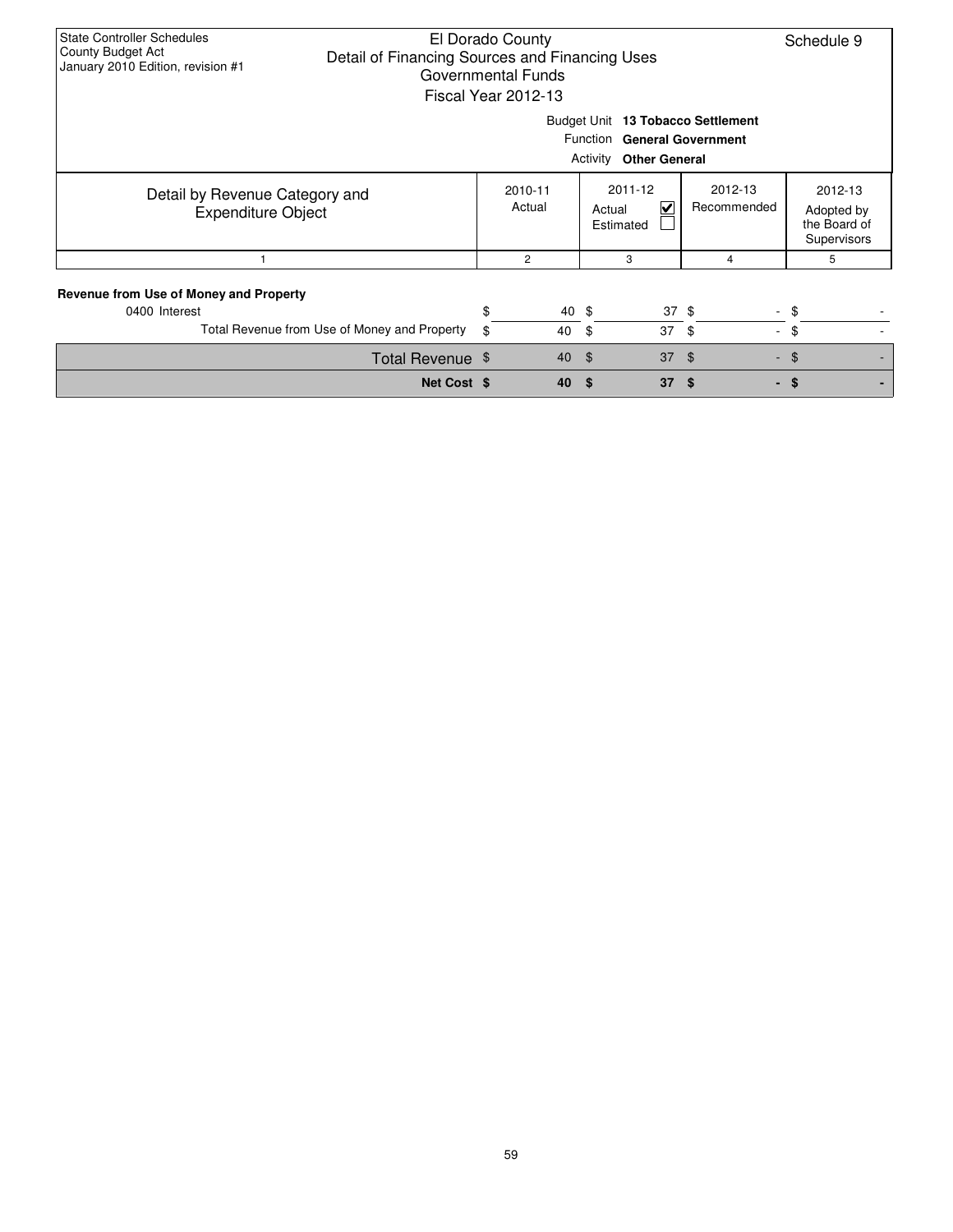State Controller Schedules
County Budget Act
January 2010 Edition, revision #1

# El Dorado County
## Detail of Financing Sources and Financing Uses
### Governmental Funds
### Fiscal Year 2012-13

Schedule 9

Budget Unit **13 Tobacco Settlement**
Function **General Government**
Activity **Other General**

| Detail by Revenue Category and Expenditure Object | 2010-11 Actual | 2011-12 Actual ☑ Estimated ☐ | 2012-13 Recommended | 2012-13 Adopted by the Board of Supervisors |
|---|---|---|---|---|
| 1 | 2 | 3 | 4 | 5 |
| **Revenue from Use of Money and Property** | | | | |
| 0400 Interest | $ 40 | $ 37 | $ - | $ - |
| Total Revenue from Use of Money and Property | $ 40 | $ 37 | $ - | $ - |
| Total Revenue | $ 40 | $ 37 | $ - | $ - |
| **Net Cost** | **$ 40** | **$ 37** | **$ -** | **$ -** |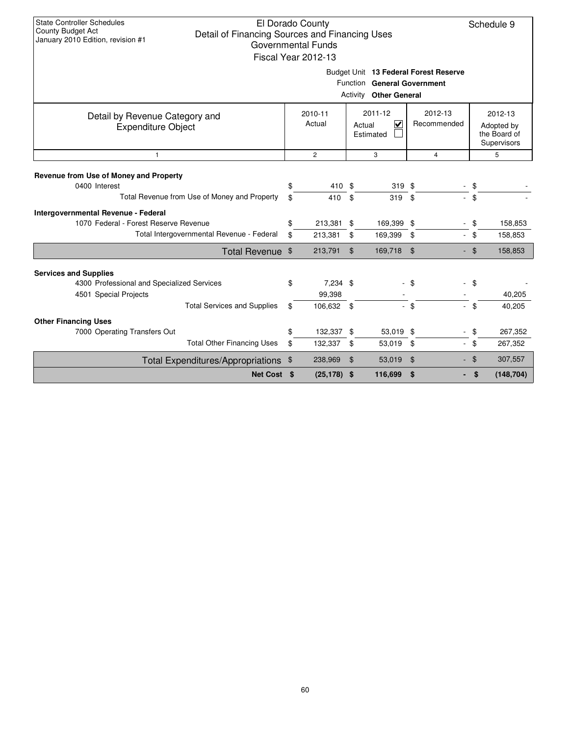State Controller Schedules
County Budget Act
January 2010 Edition, revision #1

# El Dorado County
## Detail of Financing Sources and Financing Uses
### Governmental Funds
### Fiscal Year 2012-13

Schedule 9

Budget Unit **13 Federal Forest Reserve**
Function **General Government**
Activity **Other General**

| Detail by Revenue Category and Expenditure Object | 2010-11 Actual | 2011-12 Actual ☑ Estimated ☐ | 2012-13 Recommended | 2012-13 Adopted by the Board of Supervisors |
|---|---|---|---|---|
| 1 | 2 | 3 | 4 | 5 |
| **Revenue from Use of Money and Property** | | | | |
| 0400 Interest | $ 410 | $ 319 | $ - | $ - |
| Total Revenue from Use of Money and Property | $ 410 | $ 319 | $ - | $ - |
| **Intergovernmental Revenue - Federal** | | | | |
| 1070 Federal - Forest Reserve Revenue | $ 213,381 | $ 169,399 | $ - | $ 158,853 |
| Total Intergovernmental Revenue - Federal | $ 213,381 | $ 169,399 | $ - | $ 158,853 |
| Total Revenue | $ 213,791 | $ 169,718 | $ - | $ 158,853 |
| **Services and Supplies** | | | | |
| 4300 Professional and Specialized Services | $ 7,234 | $ - | $ - | $ - |
| 4501 Special Projects | 99,398 | - | - | 40,205 |
| Total Services and Supplies | $ 106,632 | $ - | $ - | $ 40,205 |
| **Other Financing Uses** | | | | |
| 7000 Operating Transfers Out | $ 132,337 | $ 53,019 | $ - | $ 267,352 |
| Total Other Financing Uses | $ 132,337 | $ 53,019 | $ - | $ 267,352 |
| Total Expenditures/Appropriations | $ 238,969 | $ 53,019 | $ - | $ 307,557 |
| **Net Cost** | **$ (25,178)** | **$ 116,699** | **$ -** | **$ (148,704)** |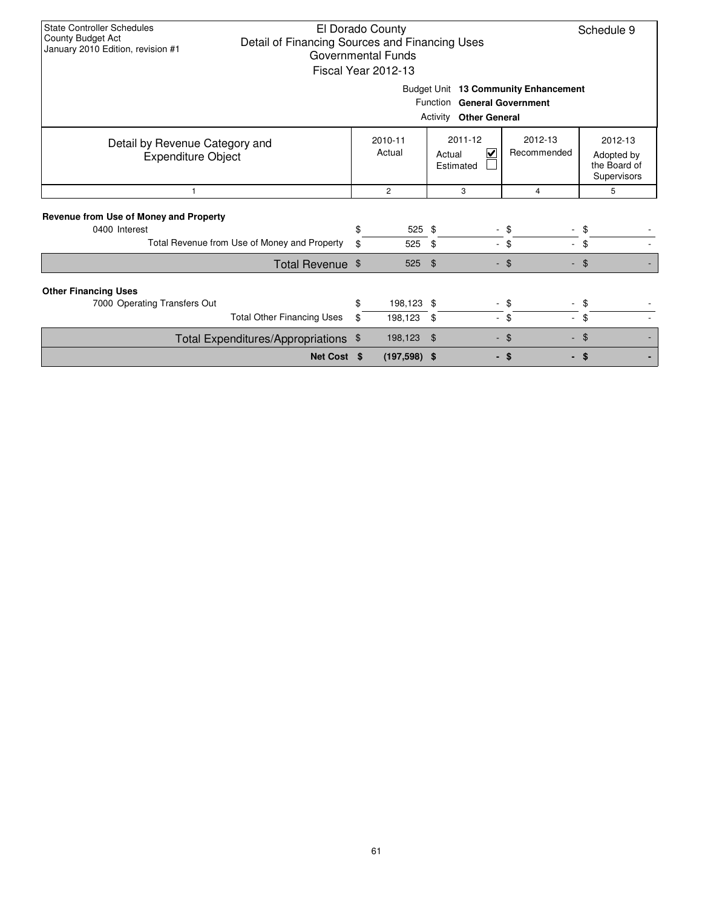State Controller Schedules
County Budget Act
January 2010 Edition, revision #1

# El Dorado County
## Detail of Financing Sources and Financing Uses
### Governmental Funds
### Fiscal Year 2012-13

Schedule 9

Budget Unit **13 Community Enhancement**
Function **General Government**
Activity **Other General**

| Detail by Revenue Category and Expenditure Object | 2010-11 Actual | 2011-12 Actual ☑ Estimated ☐ | 2012-13 Recommended | 2012-13 Adopted by the Board of Supervisors |
|---|---|---|---|---|
| 1 | 2 | 3 | 4 | 5 |
| **Revenue from Use of Money and Property** | | | | |
| 0400 Interest | $ 525 | $ - | $ - | $ - |
| Total Revenue from Use of Money and Property | $ 525 | $ - | $ - | $ - |
| Total Revenue | $ 525 | $ - | $ - | $ - |
| **Other Financing Uses** | | | | |
| 7000 Operating Transfers Out | $ 198,123 | $ - | $ - | $ - |
| Total Other Financing Uses | $ 198,123 | $ - | $ - | $ - |
| Total Expenditures/Appropriations | $ 198,123 | $ - | $ - | $ - |
| **Net Cost** | **$ (197,598)** | **$ -** | **$ -** | **$ -** |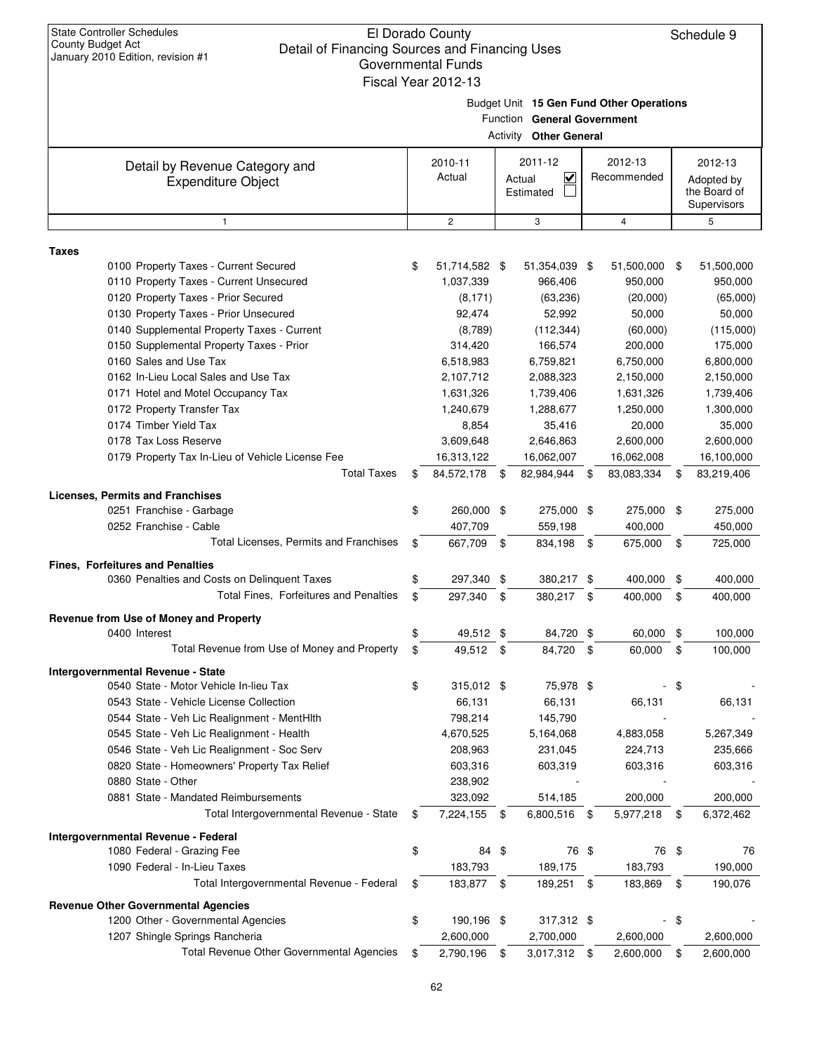State Controller Schedules
County Budget Act
January 2010 Edition, revision #1

# El Dorado County
## Detail of Financing Sources and Financing Uses
### Governmental Funds
### Fiscal Year 2012-13

Schedule 9

Budget Unit **15 Gen Fund Other Operations**
Function **General Government**
Activity **Other General**

| Detail by Revenue Category and Expenditure Object | 2010-11 Actual | 2011-12 Actual ☑ Estimated ☐ | 2012-13 Recommended | 2012-13 Adopted by the Board of Supervisors |
|---|---|---|---|---|
| 1 | 2 | 3 | 4 | 5 |
| **Taxes** | | | | |
| 0100 Property Taxes - Current Secured | $ 51,714,582 | $ 51,354,039 | $ 51,500,000 | $ 51,500,000 |
| 0110 Property Taxes - Current Unsecured | 1,037,339 | 966,406 | 950,000 | 950,000 |
| 0120 Property Taxes - Prior Secured | (8,171) | (63,236) | (20,000) | (65,000) |
| 0130 Property Taxes - Prior Unsecured | 92,474 | 52,992 | 50,000 | 50,000 |
| 0140 Supplemental Property Taxes - Current | (8,789) | (112,344) | (60,000) | (115,000) |
| 0150 Supplemental Property Taxes - Prior | 314,420 | 166,574 | 200,000 | 175,000 |
| 0160 Sales and Use Tax | 6,518,983 | 6,759,821 | 6,750,000 | 6,800,000 |
| 0162 In-Lieu Local Sales and Use Tax | 2,107,712 | 2,088,323 | 2,150,000 | 2,150,000 |
| 0171 Hotel and Motel Occupancy Tax | 1,631,326 | 1,739,406 | 1,631,326 | 1,739,406 |
| 0172 Property Transfer Tax | 1,240,679 | 1,288,677 | 1,250,000 | 1,300,000 |
| 0174 Timber Yield Tax | 8,854 | 35,416 | 20,000 | 35,000 |
| 0178 Tax Loss Reserve | 3,609,648 | 2,646,863 | 2,600,000 | 2,600,000 |
| 0179 Property Tax In-Lieu of Vehicle License Fee | 16,313,122 | 16,062,007 | 16,062,008 | 16,100,000 |
| Total Taxes | $ 84,572,178 | $ 82,984,944 | $ 83,083,334 | $ 83,219,406 |
| **Licenses, Permits and Franchises** | | | | |
| 0251 Franchise - Garbage | $ 260,000 | $ 275,000 | $ 275,000 | $ 275,000 |
| 0252 Franchise - Cable | 407,709 | 559,198 | 400,000 | 450,000 |
| Total Licenses, Permits and Franchises | $ 667,709 | $ 834,198 | $ 675,000 | $ 725,000 |
| **Fines, Forfeitures and Penalties** | | | | |
| 0360 Penalties and Costs on Delinquent Taxes | $ 297,340 | $ 380,217 | $ 400,000 | $ 400,000 |
| Total Fines, Forfeitures and Penalties | $ 297,340 | $ 380,217 | $ 400,000 | $ 400,000 |
| **Revenue from Use of Money and Property** | | | | |
| 0400 Interest | $ 49,512 | $ 84,720 | $ 60,000 | $ 100,000 |
| Total Revenue from Use of Money and Property | $ 49,512 | $ 84,720 | $ 60,000 | $ 100,000 |
| **Intergovernmental Revenue - State** | | | | |
| 0540 State - Motor Vehicle In-lieu Tax | $ 315,012 | $ 75,978 | $ - | $ - |
| 0543 State - Vehicle License Collection | 66,131 | 66,131 | 66,131 | 66,131 |
| 0544 State - Veh Lic Realignment - MentHlth | 798,214 | 145,790 | - | - |
| 0545 State - Veh Lic Realignment - Health | 4,670,525 | 5,164,068 | 4,883,058 | 5,267,349 |
| 0546 State - Veh Lic Realignment - Soc Serv | 208,963 | 231,045 | 224,713 | 235,666 |
| 0820 State - Homeowners' Property Tax Relief | 603,316 | 603,319 | 603,316 | 603,316 |
| 0880 State - Other | 238,902 | - | - | - |
| 0881 State - Mandated Reimbursements | 323,092 | 514,185 | 200,000 | 200,000 |
| Total Intergovernmental Revenue - State | $ 7,224,155 | $ 6,800,516 | $ 5,977,218 | $ 6,372,462 |
| **Intergovernmental Revenue - Federal** | | | | |
| 1080 Federal - Grazing Fee | $ 84 | $ 76 | $ 76 | $ 76 |
| 1090 Federal - In-Lieu Taxes | 183,793 | 189,175 | 183,793 | 190,000 |
| Total Intergovernmental Revenue - Federal | $ 183,877 | $ 189,251 | $ 183,869 | $ 190,076 |
| **Revenue Other Governmental Agencies** | | | | |
| 1200 Other - Governmental Agencies | $ 190,196 | $ 317,312 | $ - | $ - |
| 1207 Shingle Springs Rancheria | 2,600,000 | 2,700,000 | 2,600,000 | 2,600,000 |
| Total Revenue Other Governmental Agencies | $ 2,790,196 | $ 3,017,312 | $ 2,600,000 | $ 2,600,000 |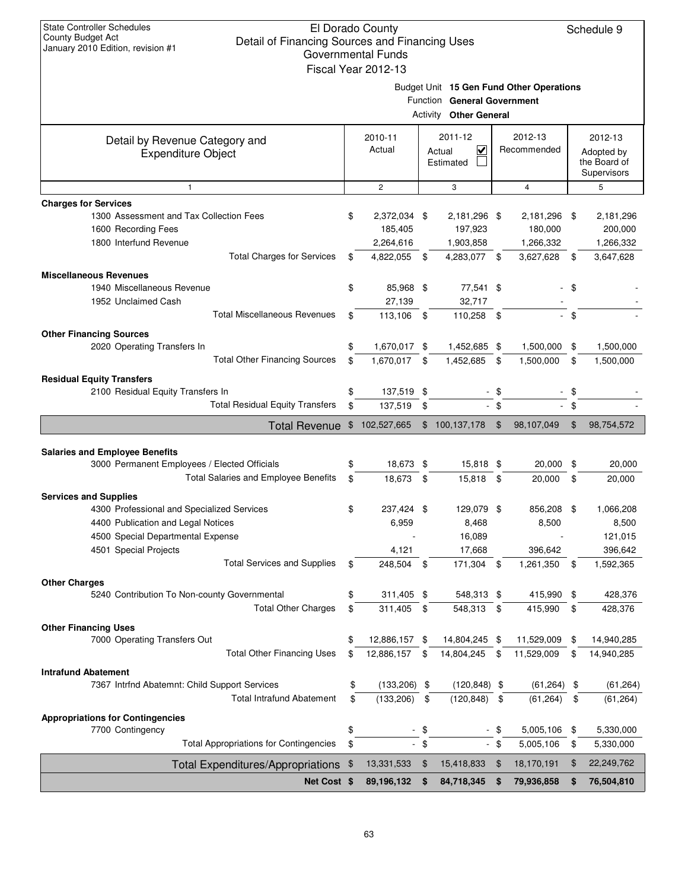State Controller Schedules
County Budget Act
January 2010 Edition, revision #1

# El Dorado County
## Detail of Financing Sources and Financing Uses
### Governmental Funds
### Fiscal Year 2012-13

Schedule 9

Budget Unit **15 Gen Fund Other Operations**
Function **General Government**
Activity **Other General**

| Detail by Revenue Category and Expenditure Object | 2010-11 Actual | 2011-12 Actual ☑ Estimated ☐ | 2012-13 Recommended | 2012-13 Adopted by the Board of Supervisors |
|---|---|---|---|---|
| 1 | 2 | 3 | 4 | 5 |
| **Charges for Services** | | | | |
| 1300 Assessment and Tax Collection Fees | $ 2,372,034 | $ 2,181,296 | $ 2,181,296 | $ 2,181,296 |
| 1600 Recording Fees | 185,405 | 197,923 | 180,000 | 200,000 |
| 1800 Interfund Revenue | 2,264,616 | 1,903,858 | 1,266,332 | 1,266,332 |
| Total Charges for Services | $ 4,822,055 | $ 4,283,077 | $ 3,627,628 | $ 3,647,628 |
| **Miscellaneous Revenues** | | | | |
| 1940 Miscellaneous Revenue | $ 85,968 | $ 77,541 | $ - | $ - |
| 1952 Unclaimed Cash | 27,139 | 32,717 | - | - |
| Total Miscellaneous Revenues | $ 113,106 | $ 110,258 | $ - | $ - |
| **Other Financing Sources** | | | | |
| 2020 Operating Transfers In | $ 1,670,017 | $ 1,452,685 | $ 1,500,000 | $ 1,500,000 |
| Total Other Financing Sources | $ 1,670,017 | $ 1,452,685 | $ 1,500,000 | $ 1,500,000 |
| **Residual Equity Transfers** | | | | |
| 2100 Residual Equity Transfers In | $ 137,519 | $ - | $ - | $ - |
| Total Residual Equity Transfers | $ 137,519 | $ - | $ - | $ - |
| **Total Revenue** | $ 102,527,665 | $ 100,137,178 | $ 98,107,049 | $ 98,754,572 |
| **Salaries and Employee Benefits** | | | | |
| 3000 Permanent Employees / Elected Officials | $ 18,673 | $ 15,818 | $ 20,000 | $ 20,000 |
| Total Salaries and Employee Benefits | $ 18,673 | $ 15,818 | $ 20,000 | $ 20,000 |
| **Services and Supplies** | | | | |
| 4300 Professional and Specialized Services | $ 237,424 | $ 129,079 | $ 856,208 | $ 1,066,208 |
| 4400 Publication and Legal Notices | 6,959 | 8,468 | 8,500 | 8,500 |
| 4500 Special Departmental Expense | - | 16,089 | - | 121,015 |
| 4501 Special Projects | 4,121 | 17,668 | 396,642 | 396,642 |
| Total Services and Supplies | $ 248,504 | $ 171,304 | $ 1,261,350 | $ 1,592,365 |
| **Other Charges** | | | | |
| 5240 Contribution To Non-county Governmental | $ 311,405 | $ 548,313 | $ 415,990 | $ 428,376 |
| Total Other Charges | $ 311,405 | $ 548,313 | $ 415,990 | $ 428,376 |
| **Other Financing Uses** | | | | |
| 7000 Operating Transfers Out | $ 12,886,157 | $ 14,804,245 | $ 11,529,009 | $ 14,940,285 |
| Total Other Financing Uses | $ 12,886,157 | $ 14,804,245 | $ 11,529,009 | $ 14,940,285 |
| **Intrafund Abatement** | | | | |
| 7367 Intrfnd Abatemnt: Child Support Services | $ (133,206) | $ (120,848) | $ (61,264) | $ (61,264) |
| Total Intrafund Abatement | $ (133,206) | $ (120,848) | $ (61,264) | $ (61,264) |
| **Appropriations for Contingencies** | | | | |
| 7700 Contingency | $ - | $ - | $ 5,005,106 | $ 5,330,000 |
| Total Appropriations for Contingencies | $ - | $ - | $ 5,005,106 | $ 5,330,000 |
| **Total Expenditures/Appropriations** | $ 13,331,533 | $ 15,418,833 | $ 18,170,191 | $ 22,249,762 |
| **Net Cost** | **$ 89,196,132** | **$ 84,718,345** | **$ 79,936,858** | **$ 76,504,810** |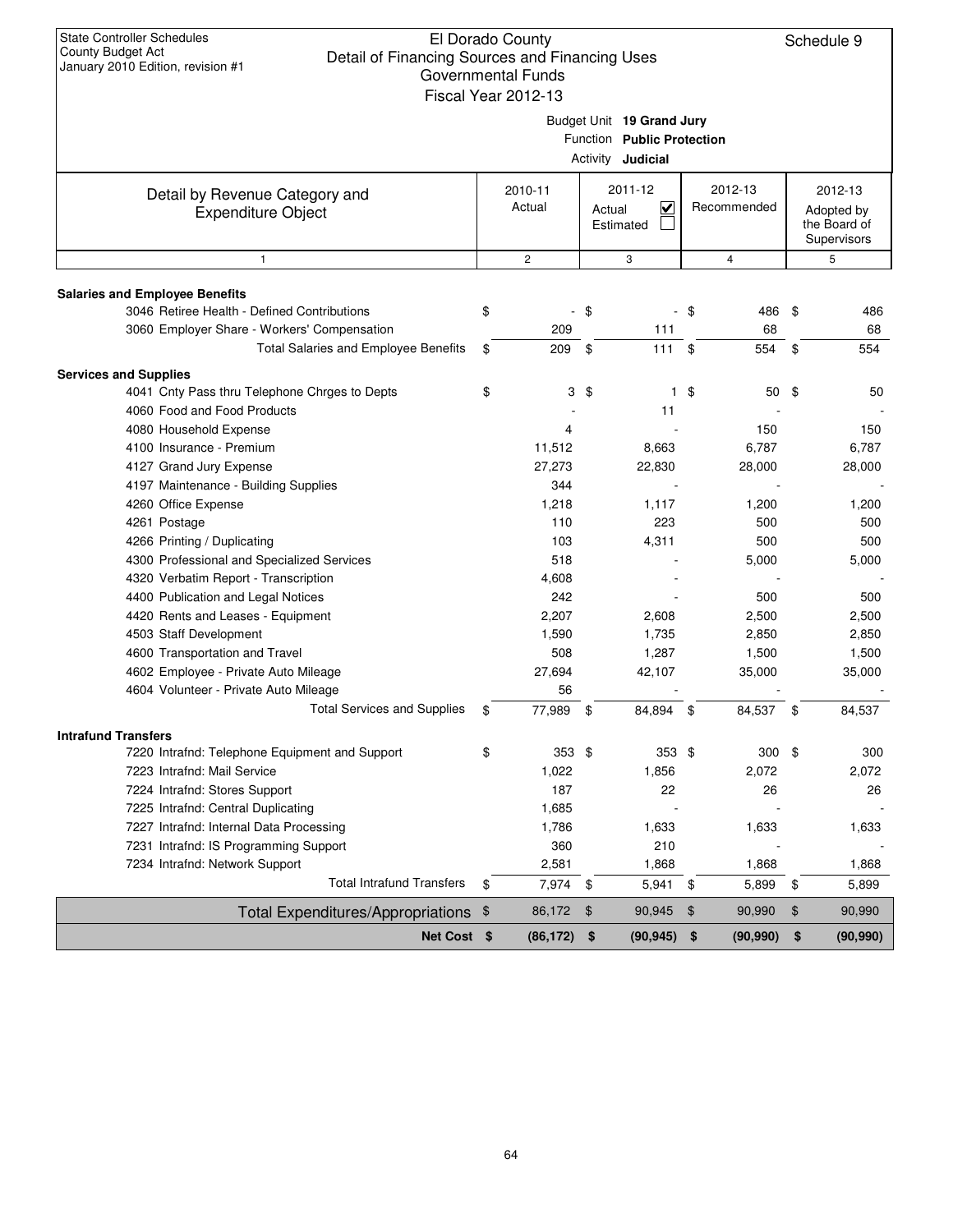State Controller Schedules
County Budget Act
January 2010 Edition, revision #1

# El Dorado County
## Detail of Financing Sources and Financing Uses
### Governmental Funds
### Fiscal Year 2012-13

Schedule 9

Budget Unit **19 Grand Jury**
Function **Public Protection**
Activity **Judicial**

| Detail by Revenue Category and Expenditure Object | 2010-11 Actual | 2011-12 Actual ☑ Estimated ☐ | 2012-13 Recommended | 2012-13 Adopted by the Board of Supervisors |
|---|---|---|---|---|
| 1 | 2 | 3 | 4 | 5 |
| **Salaries and Employee Benefits** | | | | |
| 3046 Retiree Health - Defined Contributions | $ - | $ - | $ 486 | $ 486 |
| 3060 Employer Share - Workers' Compensation | 209 | 111 | 68 | 68 |
| Total Salaries and Employee Benefits | $ 209 | $ 111 | $ 554 | $ 554 |
| **Services and Supplies** | | | | |
| 4041 Cnty Pass thru Telephone Chrges to Depts | $ 3 | $ 1 | $ 50 | $ 50 |
| 4060 Food and Food Products | - | 11 | - | - |
| 4080 Household Expense | 4 | - | 150 | 150 |
| 4100 Insurance - Premium | 11,512 | 8,663 | 6,787 | 6,787 |
| 4127 Grand Jury Expense | 27,273 | 22,830 | 28,000 | 28,000 |
| 4197 Maintenance - Building Supplies | 344 | - | - | - |
| 4260 Office Expense | 1,218 | 1,117 | 1,200 | 1,200 |
| 4261 Postage | 110 | 223 | 500 | 500 |
| 4266 Printing / Duplicating | 103 | 4,311 | 500 | 500 |
| 4300 Professional and Specialized Services | 518 | - | 5,000 | 5,000 |
| 4320 Verbatim Report - Transcription | 4,608 | - | - | - |
| 4400 Publication and Legal Notices | 242 | - | 500 | 500 |
| 4420 Rents and Leases - Equipment | 2,207 | 2,608 | 2,500 | 2,500 |
| 4503 Staff Development | 1,590 | 1,735 | 2,850 | 2,850 |
| 4600 Transportation and Travel | 508 | 1,287 | 1,500 | 1,500 |
| 4602 Employee - Private Auto Mileage | 27,694 | 42,107 | 35,000 | 35,000 |
| 4604 Volunteer - Private Auto Mileage | 56 | - | - | - |
| Total Services and Supplies | $ 77,989 | $ 84,894 | $ 84,537 | $ 84,537 |
| **Intrafund Transfers** | | | | |
| 7220 Intrafnd: Telephone Equipment and Support | $ 353 | $ 353 | $ 300 | $ 300 |
| 7223 Intrafnd: Mail Service | 1,022 | 1,856 | 2,072 | 2,072 |
| 7224 Intrafnd: Stores Support | 187 | 22 | 26 | 26 |
| 7225 Intrafnd: Central Duplicating | 1,685 | - | - | - |
| 7227 Intrafnd: Internal Data Processing | 1,786 | 1,633 | 1,633 | 1,633 |
| 7231 Intrafnd: IS Programming Support | 360 | 210 | - | - |
| 7234 Intrafnd: Network Support | 2,581 | 1,868 | 1,868 | 1,868 |
| Total Intrafund Transfers | $ 7,974 | $ 5,941 | $ 5,899 | $ 5,899 |
| Total Expenditures/Appropriations | $ 86,172 | $ 90,945 | $ 90,990 | $ 90,990 |
| **Net Cost** | **$ (86,172)** | **$ (90,945)** | **$ (90,990)** | **$ (90,990)** |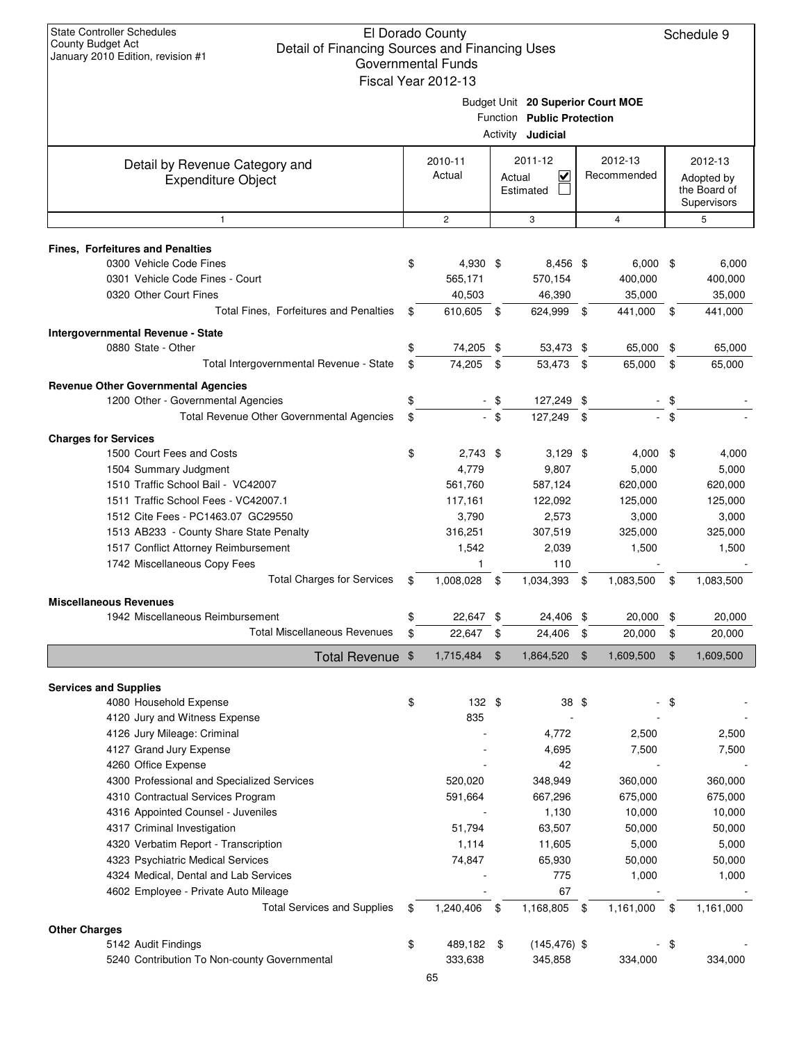State Controller Schedules
County Budget Act
January 2010 Edition, revision #1

# El Dorado County
## Detail of Financing Sources and Financing Uses
### Governmental Funds
### Fiscal Year 2012-13

Schedule 9

Budget Unit **20 Superior Court MOE**
Function **Public Protection**
Activity **Judicial**

| Detail by Revenue Category and Expenditure Object | 2010-11 Actual | 2011-12 Actual ☑ Estimated ☐ | 2012-13 Recommended | 2012-13 Adopted by the Board of Supervisors |
|---|---|---|---|---|
| 1 | 2 | 3 | 4 | 5 |
| **Fines, Forfeitures and Penalties** | | | | |
| 0300 Vehicle Code Fines | $ 4,930 | $ 8,456 | $ 6,000 | $ 6,000 |
| 0301 Vehicle Code Fines - Court | 565,171 | 570,154 | 400,000 | 400,000 |
| 0320 Other Court Fines | 40,503 | 46,390 | 35,000 | 35,000 |
| Total Fines, Forfeitures and Penalties | $ 610,605 | $ 624,999 | $ 441,000 | $ 441,000 |
| **Intergovernmental Revenue - State** | | | | |
| 0880 State - Other | $ 74,205 | $ 53,473 | $ 65,000 | $ 65,000 |
| Total Intergovernmental Revenue - State | $ 74,205 | $ 53,473 | $ 65,000 | $ 65,000 |
| **Revenue Other Governmental Agencies** | | | | |
| 1200 Other - Governmental Agencies | $ - | $ 127,249 | $ - | $ - |
| Total Revenue Other Governmental Agencies | $ - | $ 127,249 | $ - | $ - |
| **Charges for Services** | | | | |
| 1500 Court Fees and Costs | $ 2,743 | $ 3,129 | $ 4,000 | $ 4,000 |
| 1504 Summary Judgment | 4,779 | 9,807 | 5,000 | 5,000 |
| 1510 Traffic School Bail - VC42007 | 561,760 | 587,124 | 620,000 | 620,000 |
| 1511 Traffic School Fees - VC42007.1 | 117,161 | 122,092 | 125,000 | 125,000 |
| 1512 Cite Fees - PC1463.07 GC29550 | 3,790 | 2,573 | 3,000 | 3,000 |
| 1513 AB233 - County Share State Penalty | 316,251 | 307,519 | 325,000 | 325,000 |
| 1517 Conflict Attorney Reimbursement | 1,542 | 2,039 | 1,500 | 1,500 |
| 1742 Miscellaneous Copy Fees | 1 | 110 | - | - |
| Total Charges for Services | $ 1,008,028 | $ 1,034,393 | $ 1,083,500 | $ 1,083,500 |
| **Miscellaneous Revenues** | | | | |
| 1942 Miscellaneous Reimbursement | $ 22,647 | $ 24,406 | $ 20,000 | $ 20,000 |
| Total Miscellaneous Revenues | $ 22,647 | $ 24,406 | $ 20,000 | $ 20,000 |
| **Total Revenue** | $ 1,715,484 | $ 1,864,520 | $ 1,609,500 | $ 1,609,500 |
| **Services and Supplies** | | | | |
| 4080 Household Expense | $ 132 | $ 38 | $ - | $ - |
| 4120 Jury and Witness Expense | 835 | - | - | - |
| 4126 Jury Mileage: Criminal | - | 4,772 | 2,500 | 2,500 |
| 4127 Grand Jury Expense | - | 4,695 | 7,500 | 7,500 |
| 4260 Office Expense | - | 42 | - | - |
| 4300 Professional and Specialized Services | 520,020 | 348,949 | 360,000 | 360,000 |
| 4310 Contractual Services Program | 591,664 | 667,296 | 675,000 | 675,000 |
| 4316 Appointed Counsel - Juveniles | - | 1,130 | 10,000 | 10,000 |
| 4317 Criminal Investigation | 51,794 | 63,507 | 50,000 | 50,000 |
| 4320 Verbatim Report - Transcription | 1,114 | 11,605 | 5,000 | 5,000 |
| 4323 Psychiatric Medical Services | 74,847 | 65,930 | 50,000 | 50,000 |
| 4324 Medical, Dental and Lab Services | - | 775 | 1,000 | 1,000 |
| 4602 Employee - Private Auto Mileage | - | 67 | - | - |
| Total Services and Supplies | $ 1,240,406 | $ 1,168,805 | $ 1,161,000 | $ 1,161,000 |
| **Other Charges** | | | | |
| 5142 Audit Findings | $ 489,182 | $ (145,476) | $ - | $ - |
| 5240 Contribution To Non-county Governmental | 333,638 | 345,858 | 334,000 | 334,000 |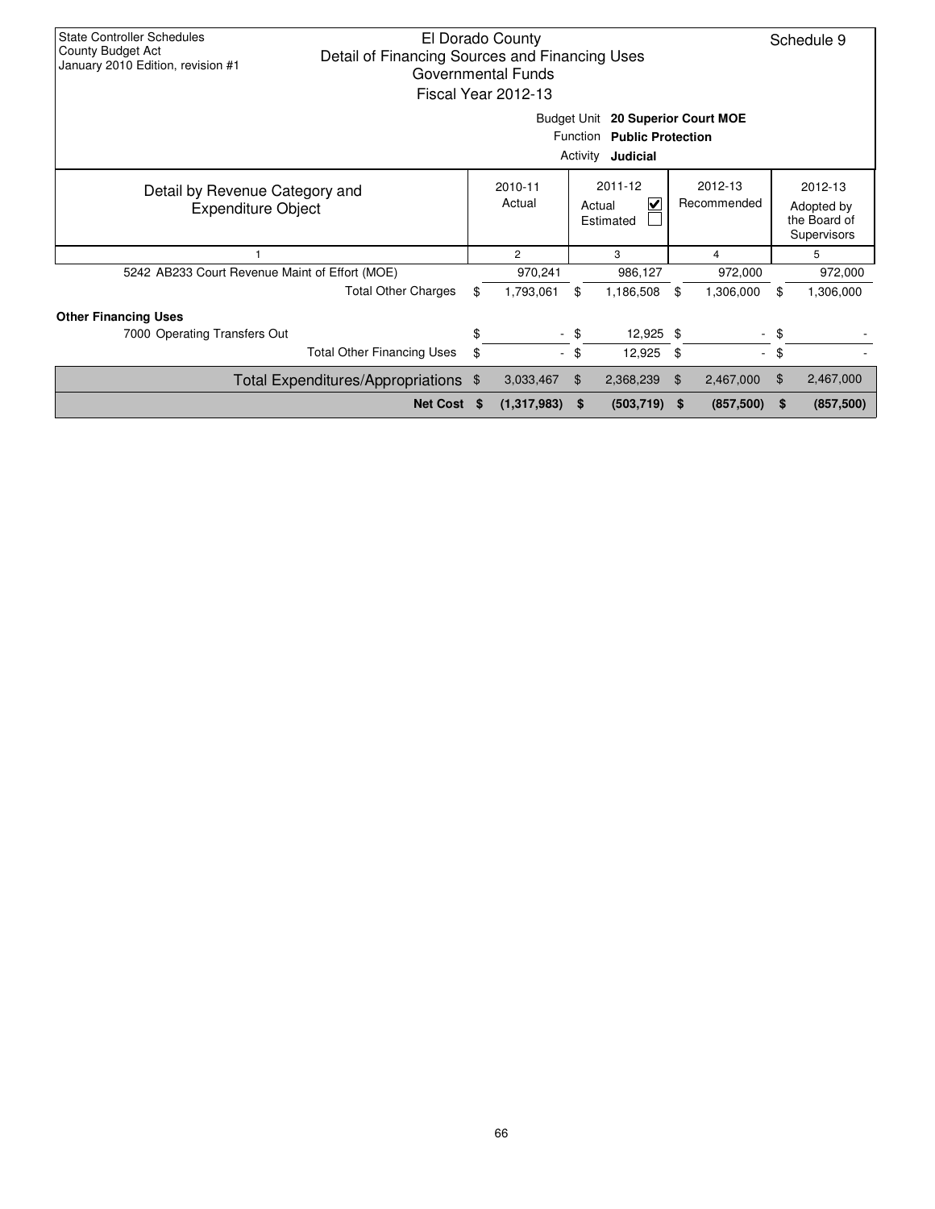State Controller Schedules
County Budget Act
January 2010 Edition, revision #1

# El Dorado County
## Detail of Financing Sources and Financing Uses
### Governmental Funds
### Fiscal Year 2012-13

Schedule 9

Budget Unit **20 Superior Court MOE**
Function **Public Protection**
Activity **Judicial**

| Detail by Revenue Category and Expenditure Object | 2010-11 Actual | 2011-12 Actual ☑ Estimated ☐ | 2012-13 Recommended | 2012-13 Adopted by the Board of Supervisors |
|---|---|---|---|---|
| 1 | 2 | 3 | 4 | 5 |
| 5242 AB233 Court Revenue Maint of Effort (MOE) | 970,241 | 986,127 | 972,000 | 972,000 |
| Total Other Charges | $ 1,793,061 | $ 1,186,508 | $ 1,306,000 | $ 1,306,000 |
| **Other Financing Uses** | | | | |
| 7000 Operating Transfers Out | $ - | $ 12,925 | $ - | $ - |
| Total Other Financing Uses | $ - | $ 12,925 | $ - | $ - |
| Total Expenditures/Appropriations | $ 3,033,467 | $ 2,368,239 | $ 2,467,000 | $ 2,467,000 |
| **Net Cost** | **$ (1,317,983)** | **$ (503,719)** | **$ (857,500)** | **$ (857,500)** |